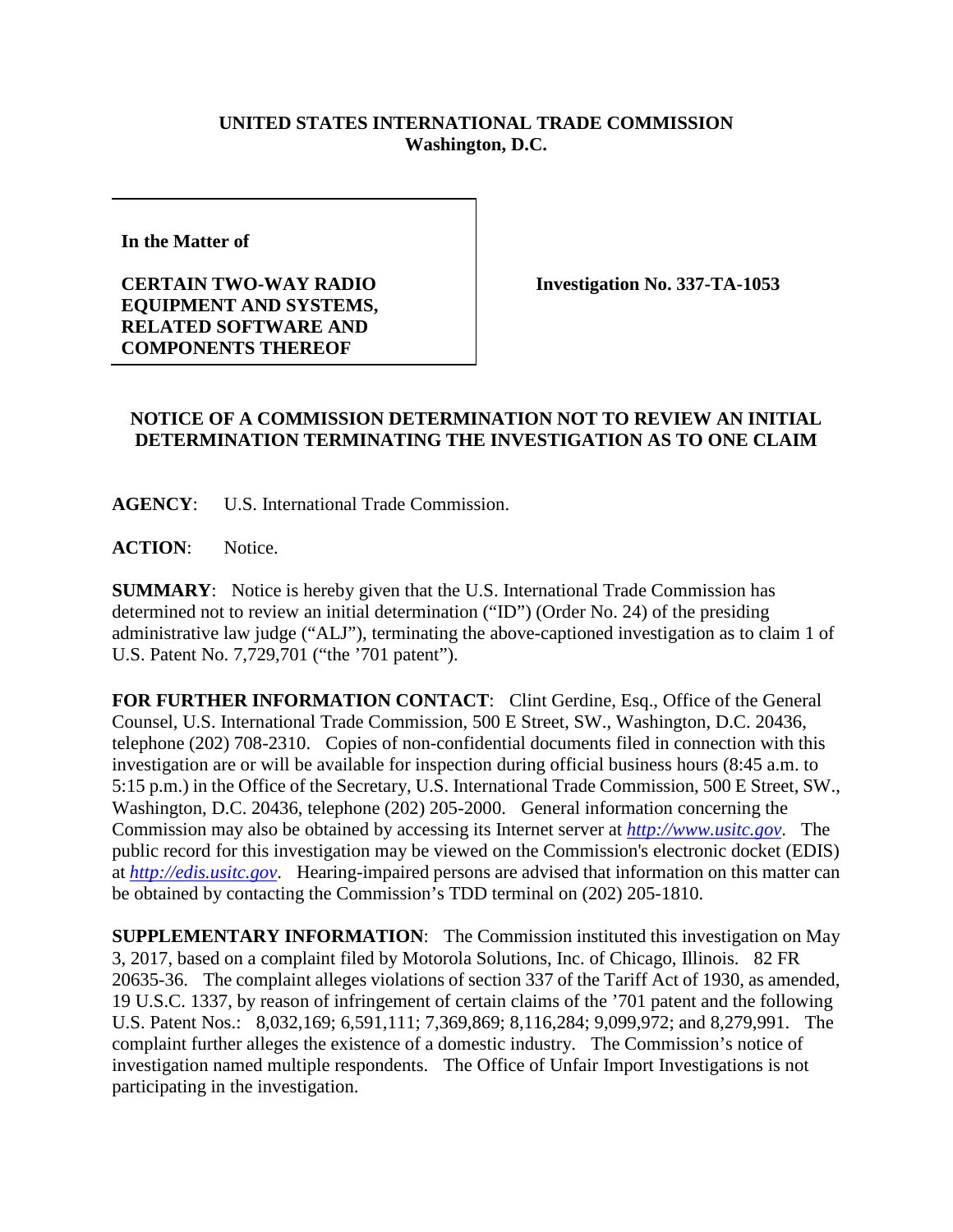**UNITED STATES INTERNATIONAL TRADE COMMISSION**
**Washington, D.C.**

| **In the Matter of** <br><br> **CERTAIN TWO-WAY RADIO EQUIPMENT AND SYSTEMS, RELATED SOFTWARE AND COMPONENTS THEREOF** | **Investigation No. 337-TA-1053** |
|---|---|

## NOTICE OF A COMMISSION DETERMINATION NOT TO REVIEW AN INITIAL DETERMINATION TERMINATING THE INVESTIGATION AS TO ONE CLAIM

**AGENCY**: U.S. International Trade Commission.

**ACTION**: Notice.

**SUMMARY**: Notice is hereby given that the U.S. International Trade Commission has determined not to review an initial determination ("ID") (Order No. 24) of the presiding administrative law judge ("ALJ"), terminating the above-captioned investigation as to claim 1 of U.S. Patent No. 7,729,701 ("the '701 patent").

**FOR FURTHER INFORMATION CONTACT**: Clint Gerdine, Esq., Office of the General Counsel, U.S. International Trade Commission, 500 E Street, SW., Washington, D.C. 20436, telephone (202) 708-2310. Copies of non-confidential documents filed in connection with this investigation are or will be available for inspection during official business hours (8:45 a.m. to 5:15 p.m.) in the Office of the Secretary, U.S. International Trade Commission, 500 E Street, SW., Washington, D.C. 20436, telephone (202) 205-2000. General information concerning the Commission may also be obtained by accessing its Internet server at *http://www.usitc.gov*. The public record for this investigation may be viewed on the Commission's electronic docket (EDIS) at *http://edis.usitc.gov*. Hearing-impaired persons are advised that information on this matter can be obtained by contacting the Commission's TDD terminal on (202) 205-1810.

**SUPPLEMENTARY INFORMATION**: The Commission instituted this investigation on May 3, 2017, based on a complaint filed by Motorola Solutions, Inc. of Chicago, Illinois. 82 FR 20635-36. The complaint alleges violations of section 337 of the Tariff Act of 1930, as amended, 19 U.S.C. 1337, by reason of infringement of certain claims of the '701 patent and the following U.S. Patent Nos.: 8,032,169; 6,591,111; 7,369,869; 8,116,284; 9,099,972; and 8,279,991. The complaint further alleges the existence of a domestic industry. The Commission's notice of investigation named multiple respondents. The Office of Unfair Import Investigations is not participating in the investigation.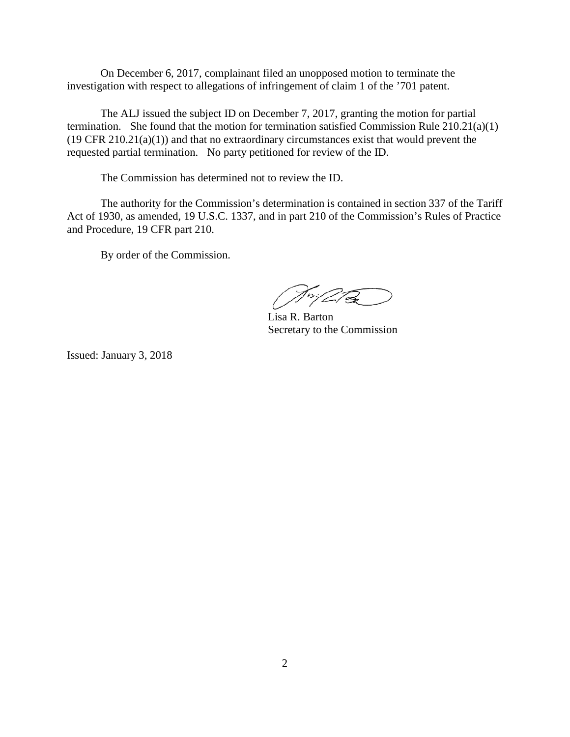On December 6, 2017, complainant filed an unopposed motion to terminate the investigation with respect to allegations of infringement of claim 1 of the ’701 patent.

The ALJ issued the subject ID on December 7, 2017, granting the motion for partial termination. She found that the motion for termination satisfied Commission Rule 210.21(a)(1) (19 CFR 210.21(a)(1)) and that no extraordinary circumstances exist that would prevent the requested partial termination. No party petitioned for review of the ID.

The Commission has determined not to review the ID.

The authority for the Commission’s determination is contained in section 337 of the Tariff Act of 1930, as amended, 19 U.S.C. 1337, and in part 210 of the Commission’s Rules of Practice and Procedure, 19 CFR part 210.

By order of the Commission.

Lisa R. Barton
Secretary to the Commission

Issued: January 3, 2018